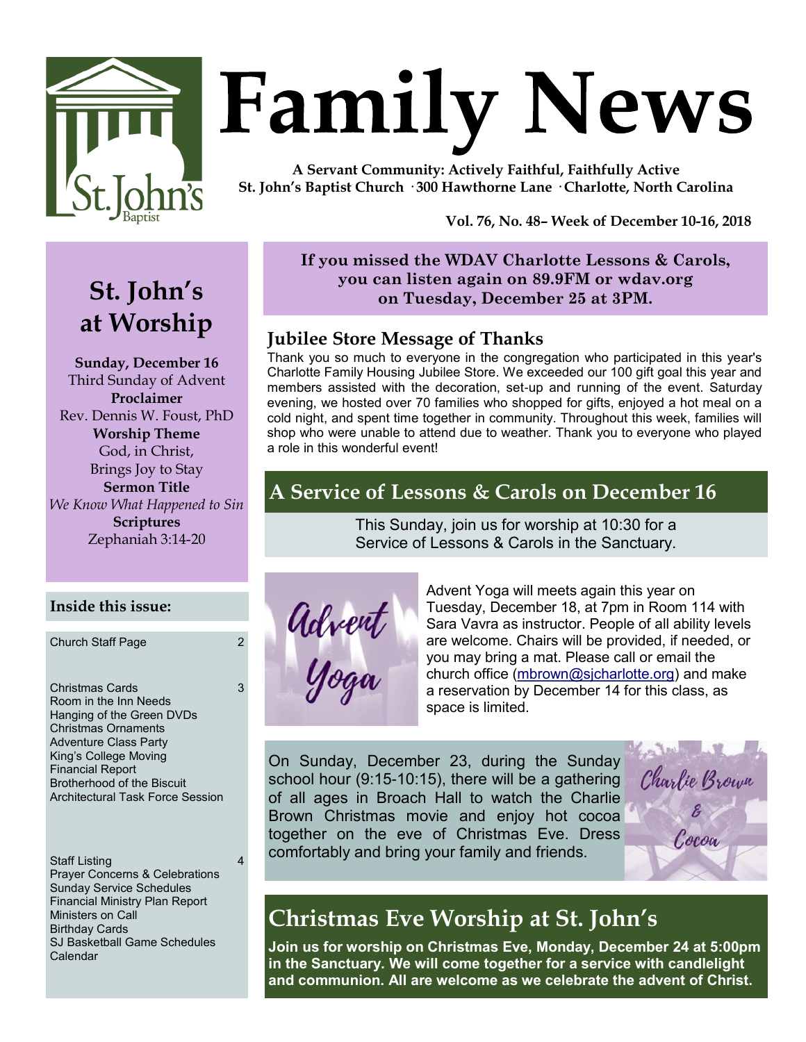# Family News

**A Servant Community: Actively Faithful, Faithfully Active**
**St. John's Baptist Church · 300 Hawthorne Lane · Charlotte, North Carolina**

**Vol. 76, No. 48– Week of December 10-16, 2018**

## St. John's at Worship

**Sunday, December 16**
Third Sunday of Advent
**Proclaimer**
Rev. Dennis W. Foust, PhD
**Worship Theme**
God, in Christ, Brings Joy to Stay
**Sermon Title**
*We Know What Happened to Sin*
**Scriptures**
Zephaniah 3:14-20

### Inside this issue:

| | |
|---|---|
| Church Staff Page | 2 |
| Christmas Cards<br>Room in the Inn Needs<br>Hanging of the Green DVDs<br>Christmas Ornaments<br>Adventure Class Party<br>King's College Moving<br>Financial Report<br>Brotherhood of the Biscuit<br>Architectural Task Force Session | 3 |
| Staff Listing<br>Prayer Concerns & Celebrations<br>Sunday Service Schedules<br>Financial Ministry Plan Report<br>Ministers on Call<br>Birthday Cards<br>SJ Basketball Game Schedules<br>Calendar | 4 |

**If you missed the WDAV Charlotte Lessons & Carols, you can listen again on 89.9FM or wdav.org on Tuesday, December 25 at 3PM.**

## Jubilee Store Message of Thanks

Thank you so much to everyone in the congregation who participated in this year's Charlotte Family Housing Jubilee Store. We exceeded our 100 gift goal this year and members assisted with the decoration, set-up and running of the event. Saturday evening, we hosted over 70 families who shopped for gifts, enjoyed a hot meal on a cold night, and spent time together in community. Throughout this week, families will shop who were unable to attend due to weather. Thank you to everyone who played a role in this wonderful event!

## A Service of Lessons & Carols on December 16

This Sunday, join us for worship at 10:30 for a Service of Lessons & Carols in the Sanctuary.

Advent Yoga

Advent Yoga will meets again this year on Tuesday, December 18, at 7pm in Room 114 with Sara Vavra as instructor. People of all ability levels are welcome. Chairs will be provided, if needed, or you may bring a mat. Please call or email the church office (mbrown@sjcharlotte.org) and make a reservation by December 14 for this class, as space is limited.

Charlie Brown & Cocoa

On Sunday, December 23, during the Sunday school hour (9:15-10:15), there will be a gathering of all ages in Broach Hall to watch the Charlie Brown Christmas movie and enjoy hot cocoa together on the eve of Christmas Eve. Dress comfortably and bring your family and friends.

## Christmas Eve Worship at St. John's

**Join us for worship on Christmas Eve, Monday, December 24 at 5:00pm in the Sanctuary. We will come together for a service with candlelight and communion. All are welcome as we celebrate the advent of Christ.**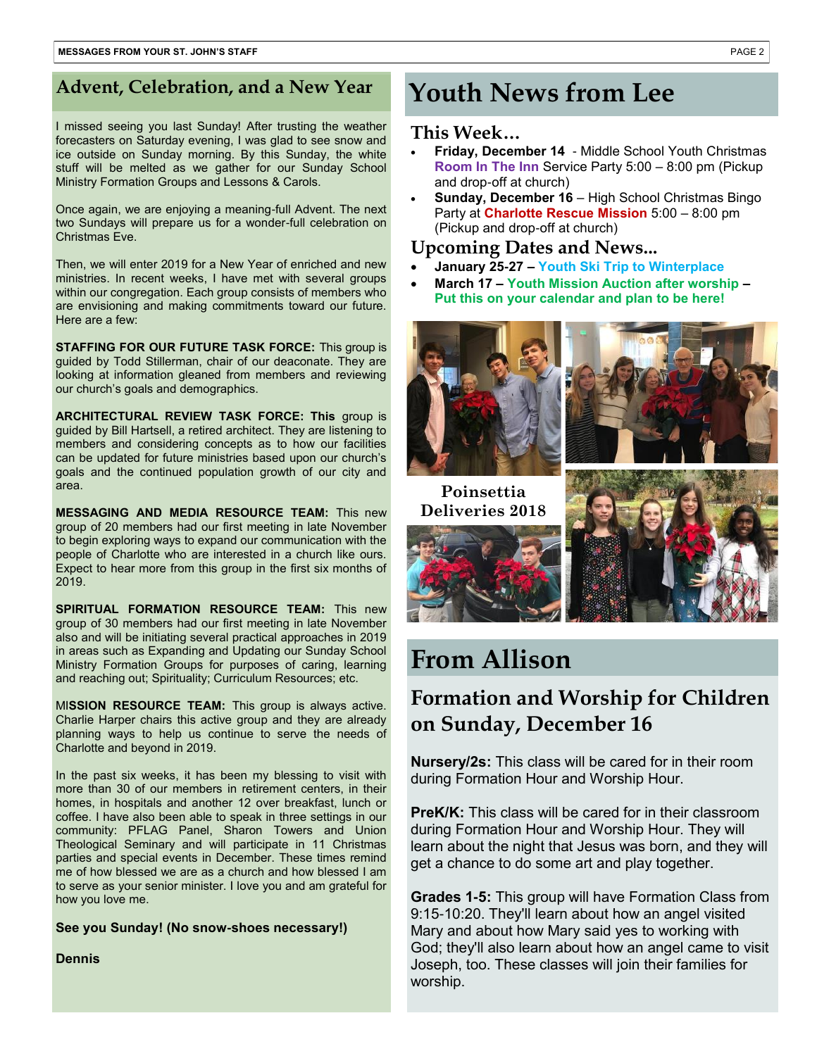## Advent, Celebration, and a New Year

I missed seeing you last Sunday! After trusting the weather forecasters on Saturday evening, I was glad to see snow and ice outside on Sunday morning. By this Sunday, the white stuff will be melted as we gather for our Sunday School Ministry Formation Groups and Lessons & Carols.

Once again, we are enjoying a meaning-full Advent. The next two Sundays will prepare us for a wonder-full celebration on Christmas Eve.

Then, we will enter 2019 for a New Year of enriched and new ministries. In recent weeks, I have met with several groups within our congregation. Each group consists of members who are envisioning and making commitments toward our future. Here are a few:

**STAFFING FOR OUR FUTURE TASK FORCE:** This group is guided by Todd Stillerman, chair of our deaconate. They are looking at information gleaned from members and reviewing our church's goals and demographics.

**ARCHITECTURAL REVIEW TASK FORCE: This** group is guided by Bill Hartsell, a retired architect. They are listening to members and considering concepts as to how our facilities can be updated for future ministries based upon our church's goals and the continued population growth of our city and area.

**MESSAGING AND MEDIA RESOURCE TEAM:** This new group of 20 members had our first meeting in late November to begin exploring ways to expand our communication with the people of Charlotte who are interested in a church like ours. Expect to hear more from this group in the first six months of 2019.

**SPIRITUAL FORMATION RESOURCE TEAM:** This new group of 30 members had our first meeting in late November also and will be initiating several practical approaches in 2019 in areas such as Expanding and Updating our Sunday School Ministry Formation Groups for purposes of caring, learning and reaching out; Spirituality; Curriculum Resources; etc.

**MISSION RESOURCE TEAM:** This group is always active. Charlie Harper chairs this active group and they are already planning ways to help us continue to serve the needs of Charlotte and beyond in 2019.

In the past six weeks, it has been my blessing to visit with more than 30 of our members in retirement centers, in their homes, in hospitals and another 12 over breakfast, lunch or coffee. I have also been able to speak in three settings in our community: PFLAG Panel, Sharon Towers and Union Theological Seminary and will participate in 11 Christmas parties and special events in December. These times remind me of how blessed we are as a church and how blessed I am to serve as your senior minister. I love you and am grateful for how you love me.

**See you Sunday! (No snow-shoes necessary!)**

**Dennis**

# Youth News from Lee

## This Week…

- **Friday, December 14** - Middle School Youth Christmas **Room In The Inn** Service Party 5:00 – 8:00 pm (Pickup and drop-off at church)
- **Sunday, December 16** – High School Christmas Bingo Party at **Charlotte Rescue Mission** 5:00 – 8:00 pm (Pickup and drop-off at church)

## Upcoming Dates and News...

- **January 25-27 – Youth Ski Trip to Winterplace**
- **March 17 – Youth Mission Auction after worship – Put this on your calendar and plan to be here!**

Poinsettia Deliveries 2018

# From Allison

## Formation and Worship for Children on Sunday, December 16

**Nursery/2s:** This class will be cared for in their room during Formation Hour and Worship Hour.

**PreK/K:** This class will be cared for in their classroom during Formation Hour and Worship Hour. They will learn about the night that Jesus was born, and they will get a chance to do some art and play together.

**Grades 1-5:** This group will have Formation Class from 9:15-10:20. They'll learn about how an angel visited Mary and about how Mary said yes to working with God; they'll also learn about how an angel came to visit Joseph, too. These classes will join their families for worship.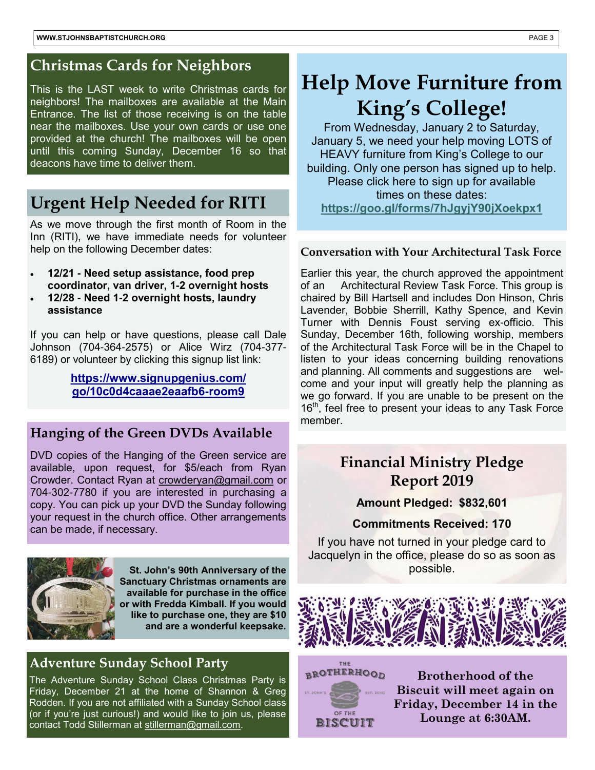## Christmas Cards for Neighbors

This is the LAST week to write Christmas cards for neighbors! The mailboxes are available at the Main Entrance. The list of those receiving is on the table near the mailboxes. Use your own cards or use one provided at the church! The mailboxes will be open until this coming Sunday, December 16 so that deacons have time to deliver them.

## Urgent Help Needed for RITI

As we move through the first month of Room in the Inn (RITI), we have immediate needs for volunteer help on the following December dates:

- **12/21 - Need setup assistance, food prep coordinator, van driver, 1-2 overnight hosts**
- **12/28 - Need 1-2 overnight hosts, laundry assistance**

If you can help or have questions, please call Dale Johnson (704-364-2575) or Alice Wirz (704-377-6189) or volunteer by clicking this signup list link:

**https://www.signupgenius.com/go/10c0d4caaae2eaafb6-room9**

## Hanging of the Green DVDs Available

DVD copies of the Hanging of the Green service are available, upon request, for $5/each from Ryan Crowder. Contact Ryan at crowderyan@gmail.com or 704-302-7780 if you are interested in purchasing a copy. You can pick up your DVD the Sunday following your request in the church office. Other arrangements can be made, if necessary.

**St. John's 90th Anniversary of the Sanctuary Christmas ornaments are available for purchase in the office or with Fredda Kimball. If you would like to purchase one, they are $10 and are a wonderful keepsake.**

## Adventure Sunday School Party

The Adventure Sunday School Class Christmas Party is Friday, December 21 at the home of Shannon & Greg Rodden. If you are not affiliated with a Sunday School class (or if you're just curious!) and would like to join us, please contact Todd Stillerman at stillerman@gmail.com.

# Help Move Furniture from King's College!

From Wednesday, January 2 to Saturday, January 5, we need your help moving LOTS of HEAVY furniture from King's College to our building. Only one person has signed up to help. Please click here to sign up for available times on these dates:

**https://goo.gl/forms/7hJgyjY90jXoekpx1**

### Conversation with Your Architectural Task Force

Earlier this year, the church approved the appointment of an Architectural Review Task Force. This group is chaired by Bill Hartsell and includes Don Hinson, Chris Lavender, Bobbie Sherrill, Kathy Spence, and Kevin Turner with Dennis Foust serving ex-officio. This Sunday, December 16th, following worship, members of the Architectural Task Force will be in the Chapel to listen to your ideas concerning building renovations and planning. All comments and suggestions are welcome and your input will greatly help the planning as we go forward. If you are unable to be present on the 16th, feel free to present your ideas to any Task Force member.

## Financial Ministry Pledge Report 2019

**Amount Pledged: $832,601**

**Commitments Received: 170**

If you have not turned in your pledge card to Jacquelyn in the office, please do so as soon as possible.

THE BROTHERHOOD OF THE BISCUIT
ST. JOHN'S EST. 2010

**Brotherhood of the Biscuit will meet again on Friday, December 14 in the Lounge at 6:30AM.**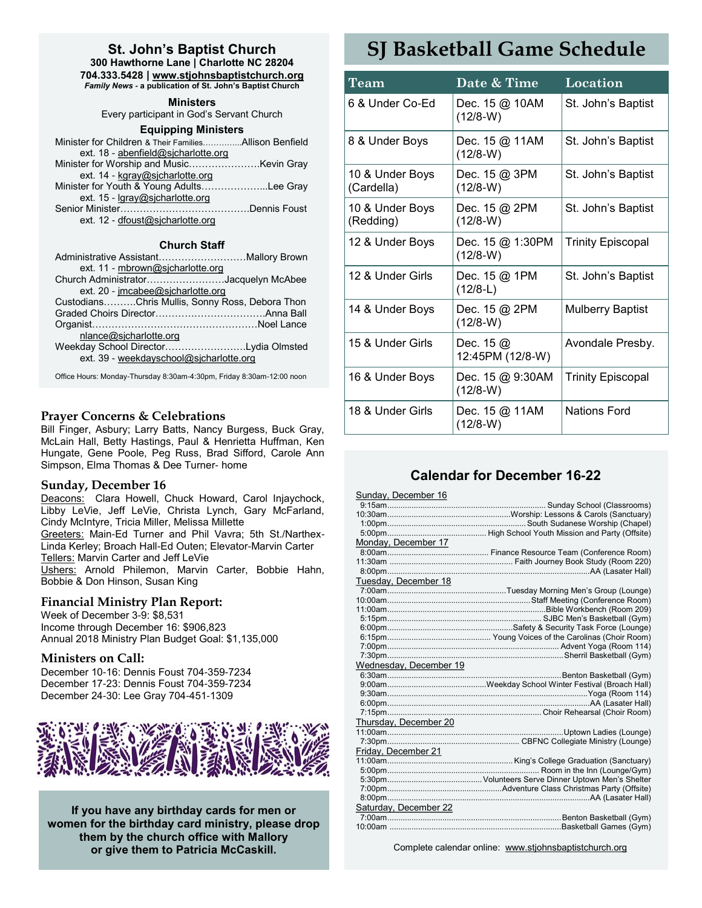## St. John's Baptist Church

**300 Hawthorne Lane | Charlotte NC 28204**
**704.333.5428 | www.stjohnsbaptistchurch.org**
***Family News* - a publication of St. John's Baptist Church**

### Ministers

Every participant in God's Servant Church

### Equipping Ministers

Minister for Children & Their Families..............Allison Benfield
ext. 18 - abenfield@sjcharlotte.org
Minister for Worship and Music......................Kevin Gray
ext. 14 - kgray@sjcharlotte.org
Minister for Youth & Young Adults....................Lee Gray
ext. 15 - lgray@sjcharlotte.org
Senior Minister........................................Dennis Foust
ext. 12 - dfoust@sjcharlotte.org

### Church Staff

Administrative Assistant...........................Mallory Brown
ext. 11 - mbrown@sjcharlotte.org
Church Administrator........................Jacquelyn McAbee
ext. 20 - jmcabee@sjcharlotte.org
Custodians..........Chris Mullis, Sonny Ross, Debora Thon
Graded Choirs Director.................................Anna Ball
Organist..................................................Noel Lance
nlance@sjcharlotte.org
Weekday School Director.........................Lydia Olmsted
ext. 39 - weekdayschool@sjcharlotte.org

Office Hours: Monday-Thursday 8:30am-4:30pm, Friday 8:30am-12:00 noon

## Prayer Concerns & Celebrations

Bill Finger, Asbury; Larry Batts, Nancy Burgess, Buck Gray, McLain Hall, Betty Hastings, Paul & Henrietta Huffman, Ken Hungate, Gene Poole, Peg Russ, Brad Sifford, Carole Ann Simpson, Elma Thomas & Dee Turner- home

## Sunday, December 16

Deacons: Clara Howell, Chuck Howard, Carol Injaychock, Libby LeVie, Jeff LeVie, Christa Lynch, Gary McFarland, Cindy McIntyre, Tricia Miller, Melissa Millette
Greeters: Main-Ed Turner and Phil Vavra; 5th St./Narthex-Linda Kerley; Broach Hall-Ed Outen; Elevator-Marvin Carter
Tellers: Marvin Carter and Jeff LeVie
Ushers: Arnold Philemon, Marvin Carter, Bobbie Hahn, Bobbie & Don Hinson, Susan King

## Financial Ministry Plan Report:

Week of December 3-9: $8,531
Income through December 16: $906,823
Annual 2018 Ministry Plan Budget Goal: $1,135,000

## Ministers on Call:

December 10-16: Dennis Foust 704-359-7234
December 17-23: Dennis Foust 704-359-7234
December 24-30: Lee Gray 704-451-1309

**If you have any birthday cards for men or women for the birthday card ministry, please drop them by the church office with Mallory or give them to Patricia McCaskill.**

# SJ Basketball Game Schedule

| Team | Date & Time | Location |
|---|---|---|
| 6 & Under Co-Ed | Dec. 15 @ 10AM (12/8-W) | St. John's Baptist |
| 8 & Under Boys | Dec. 15 @ 11AM (12/8-W) | St. John's Baptist |
| 10 & Under Boys (Cardella) | Dec. 15 @ 3PM (12/8-W) | St. John's Baptist |
| 10 & Under Boys (Redding) | Dec. 15 @ 2PM (12/8-W) | St. John's Baptist |
| 12 & Under Boys | Dec. 15 @ 1:30PM (12/8-W) | Trinity Episcopal |
| 12 & Under Girls | Dec. 15 @ 1PM (12/8-L) | St. John's Baptist |
| 14 & Under Boys | Dec. 15 @ 2PM (12/8-W) | Mulberry Baptist |
| 15 & Under Girls | Dec. 15 @ 12:45PM (12/8-W) | Avondale Presby. |
| 16 & Under Boys | Dec. 15 @ 9:30AM (12/8-W) | Trinity Episcopal |
| 18 & Under Girls | Dec. 15 @ 11AM (12/8-W) | Nations Ford |

## Calendar for December 16-22

Sunday, December 16
9:15am........Sunday School (Classrooms)
10:30am........Worship: Lessons & Carols (Sanctuary)
1:00pm........South Sudanese Worship (Chapel)
5:00pm........High School Youth Mission and Party (Offsite)

Monday, December 17
8:00am........Finance Resource Team (Conference Room)
11:30am........Faith Journey Book Study (Room 220)
8:00pm........AA (Lasater Hall)

Tuesday, December 18
7:00am........Tuesday Morning Men's Group (Lounge)
10:00am........Staff Meeting (Conference Room)
11:00am........Bible Workbench (Room 209)
5:15pm........SJBC Men's Basketball (Gym)
6:00pm........Safety & Security Task Force (Lounge)
6:15pm........Young Voices of the Carolinas (Choir Room)
7:00pm........Advent Yoga (Room 114)
7:30pm........Sherril Basketball (Gym)

Wednesday, December 19
6:30am........Benton Basketball (Gym)
9:00am........Weekday School Winter Festival (Broach Hall)
9:30am........Yoga (Room 114)
6:00pm........AA (Lasater Hall)
7:15pm........Choir Rehearsal (Choir Room)

Thursday, December 20
11:00am........Uptown Ladies (Lounge)
7:30pm........CBFNC Collegiate Ministry (Lounge)

Friday, December 21
11:00am........King's College Graduation (Sanctuary)
5:00pm........Room in the Inn (Lounge/Gym)
5:30pm........Volunteers Serve Dinner Uptown Men's Shelter
7:00pm........Adventure Class Christmas Party (Offsite)
8:00pm........AA (Lasater Hall)

Saturday, December 22
7:00am........Benton Basketball (Gym)
10:00am........Basketball Games (Gym)

Complete calendar online: www.stjohnsbaptistchurch.org